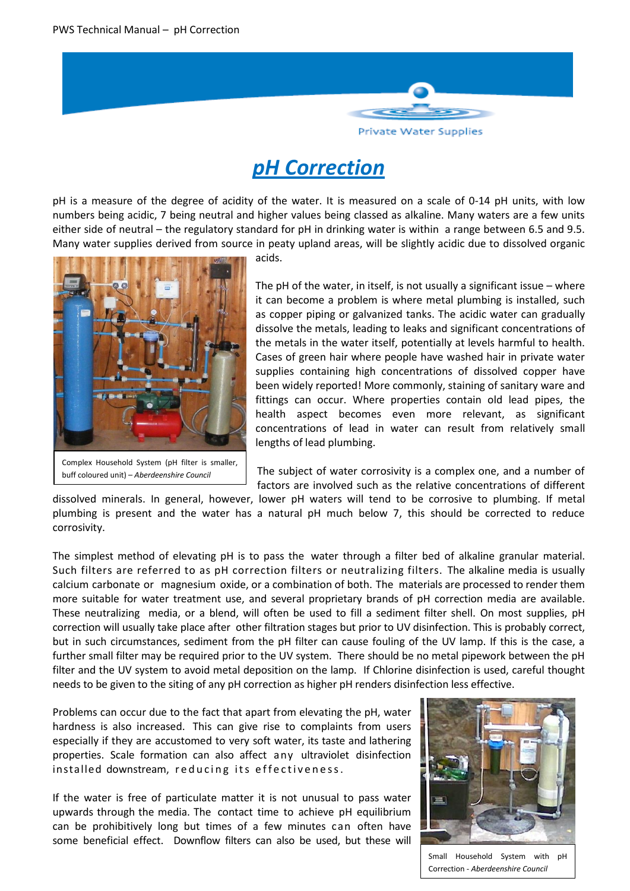# pH Correction

pH is a measure of the degree of acidity of the water. It is measured on a scale of 0-14 pH units, with low numbers being acidic, 7 being neutral and higher values being classed as alkaline. Many waters are a few units either side of neutral – the regulatory standard for pH in drinking water is within a range between 6.5 and 9.5. Many water supplies derived from source in peaty upland areas, will be slightly acidic due to dissolved organic acids.

Complex Household System (pH filter is smaller, buff coloured unit) – *Aberdeenshire Council*

The pH of the water, in itself, is not usually a significant issue – where it can become a problem is where metal plumbing is installed, such as copper piping or galvanized tanks. The acidic water can gradually dissolve the metals, leading to leaks and significant concentrations of the metals in the water itself, potentially at levels harmful to health. Cases of green hair where people have washed hair in private water supplies containing high concentrations of dissolved copper have been widely reported! More commonly, staining of sanitary ware and fittings can occur. Where properties contain old lead pipes, the health aspect becomes even more relevant, as significant concentrations of lead in water can result from relatively small lengths of lead plumbing.

The subject of water corrosivity is a complex one, and a number of factors are involved such as the relative concentrations of different dissolved minerals. In general, however, lower pH waters will tend to be corrosive to plumbing. If metal plumbing is present and the water has a natural pH much below 7, this should be corrected to reduce corrosivity.

The simplest method of elevating pH is to pass the water through a filter bed of alkaline granular material. Such filters are referred to as pH correction filters or neutralizing filters. The alkaline media is usually calcium carbonate or magnesium oxide, or a combination of both. The materials are processed to render them more suitable for water treatment use, and several proprietary brands of pH correction media are available. These neutralizing media, or a blend, will often be used to fill a sediment filter shell. On most supplies, pH correction will usually take place after other filtration stages but prior to UV disinfection. This is probably correct, but in such circumstances, sediment from the pH filter can cause fouling of the UV lamp. If this is the case, a further small filter may be required prior to the UV system. There should be no metal pipework between the pH filter and the UV system to avoid metal deposition on the lamp. If Chlorine disinfection is used, careful thought needs to be given to the siting of any pH correction as higher pH renders disinfection less effective.

Problems can occur due to the fact that apart from elevating the pH, water hardness is also increased. This can give rise to complaints from users especially if they are accustomed to very soft water, its taste and lathering properties. Scale formation can also affect any ultraviolet disinfection installed downstream, reducing its effectiveness.

If the water is free of particulate matter it is not unusual to pass water upwards through the media. The contact time to achieve pH equilibrium can be prohibitively long but times of a few minutes can often have some beneficial effect. Downflow filters can also be used, but these will

Small Household System with pH Correction - *Aberdeenshire Council*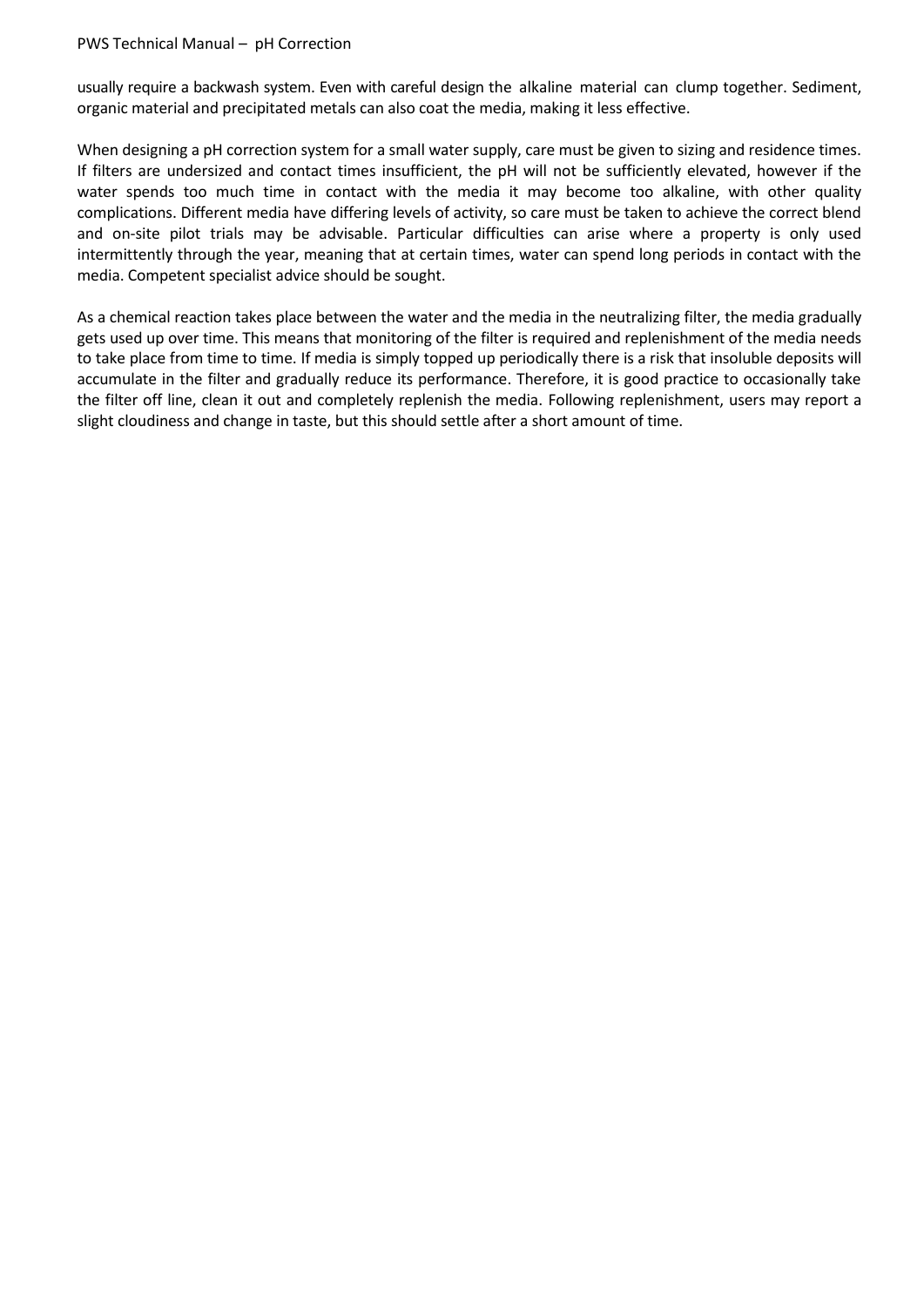usually require a backwash system. Even with careful design the alkaline material can clump together. Sediment, organic material and precipitated metals can also coat the media, making it less effective.

When designing a pH correction system for a small water supply, care must be given to sizing and residence times. If filters are undersized and contact times insufficient, the pH will not be sufficiently elevated, however if the water spends too much time in contact with the media it may become too alkaline, with other quality complications. Different media have differing levels of activity, so care must be taken to achieve the correct blend and on-site pilot trials may be advisable. Particular difficulties can arise where a property is only used intermittently through the year, meaning that at certain times, water can spend long periods in contact with the media. Competent specialist advice should be sought.

As a chemical reaction takes place between the water and the media in the neutralizing filter, the media gradually gets used up over time. This means that monitoring of the filter is required and replenishment of the media needs to take place from time to time. If media is simply topped up periodically there is a risk that insoluble deposits will accumulate in the filter and gradually reduce its performance. Therefore, it is good practice to occasionally take the filter off line, clean it out and completely replenish the media. Following replenishment, users may report a slight cloudiness and change in taste, but this should settle after a short amount of time.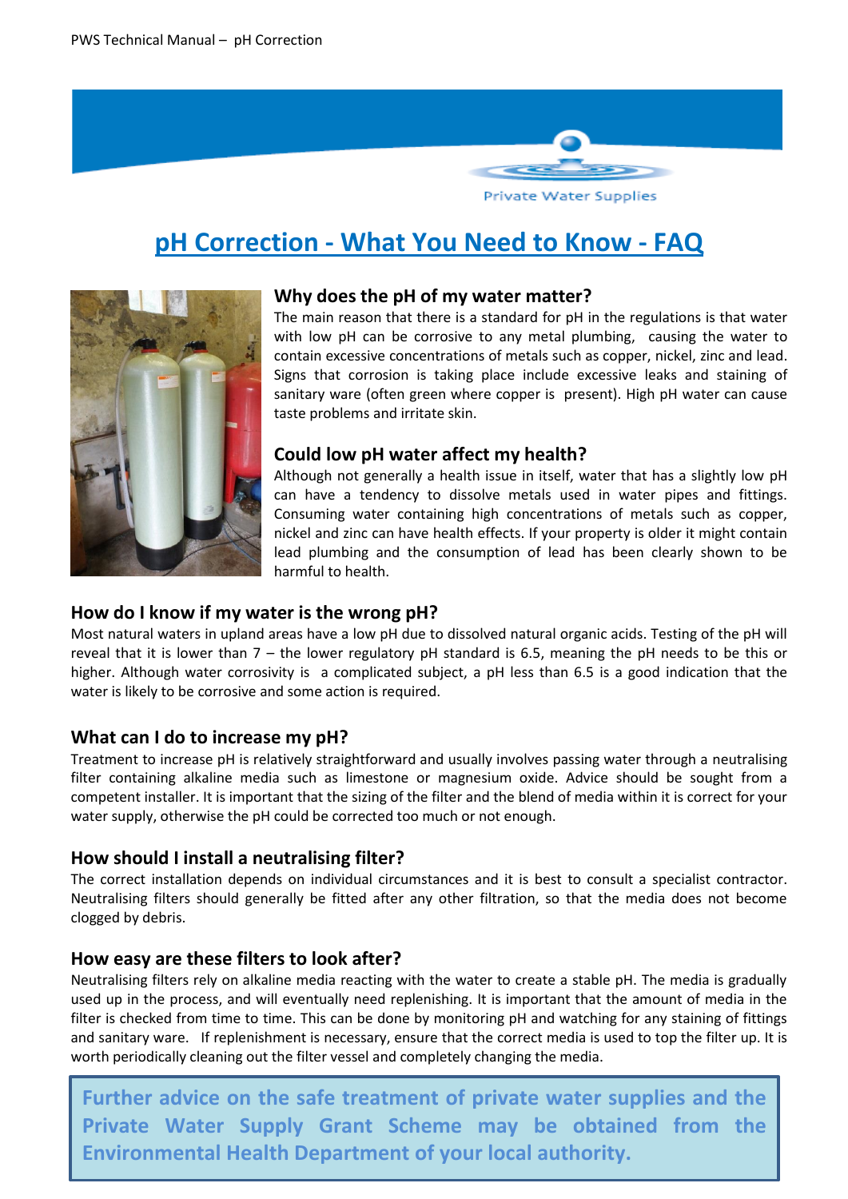# pH Correction - What You Need to Know - FAQ

## Why does the pH of my water matter?

The main reason that there is a standard for pH in the regulations is that water with low pH can be corrosive to any metal plumbing, causing the water to contain excessive concentrations of metals such as copper, nickel, zinc and lead. Signs that corrosion is taking place include excessive leaks and staining of sanitary ware (often green where copper is present). High pH water can cause taste problems and irritate skin.

## Could low pH water affect my health?

Although not generally a health issue in itself, water that has a slightly low pH can have a tendency to dissolve metals used in water pipes and fittings. Consuming water containing high concentrations of metals such as copper, nickel and zinc can have health effects. If your property is older it might contain lead plumbing and the consumption of lead has been clearly shown to be harmful to health.

## How do I know if my water is the wrong pH?

Most natural waters in upland areas have a low pH due to dissolved natural organic acids. Testing of the pH will reveal that it is lower than 7 – the lower regulatory pH standard is 6.5, meaning the pH needs to be this or higher. Although water corrosivity is a complicated subject, a pH less than 6.5 is a good indication that the water is likely to be corrosive and some action is required.

## What can I do to increase my pH?

Treatment to increase pH is relatively straightforward and usually involves passing water through a neutralising filter containing alkaline media such as limestone or magnesium oxide. Advice should be sought from a competent installer. It is important that the sizing of the filter and the blend of media within it is correct for your water supply, otherwise the pH could be corrected too much or not enough.

## How should I install a neutralising filter?

The correct installation depends on individual circumstances and it is best to consult a specialist contractor. Neutralising filters should generally be fitted after any other filtration, so that the media does not become clogged by debris.

## How easy are these filters to look after?

Neutralising filters rely on alkaline media reacting with the water to create a stable pH. The media is gradually used up in the process, and will eventually need replenishing. It is important that the amount of media in the filter is checked from time to time. This can be done by monitoring pH and watching for any staining of fittings and sanitary ware. If replenishment is necessary, ensure that the correct media is used to top the filter up. It is worth periodically cleaning out the filter vessel and completely changing the media.

**Further advice on the safe treatment of private water supplies and the Private Water Supply Grant Scheme may be obtained from the Environmental Health Department of your local authority.**